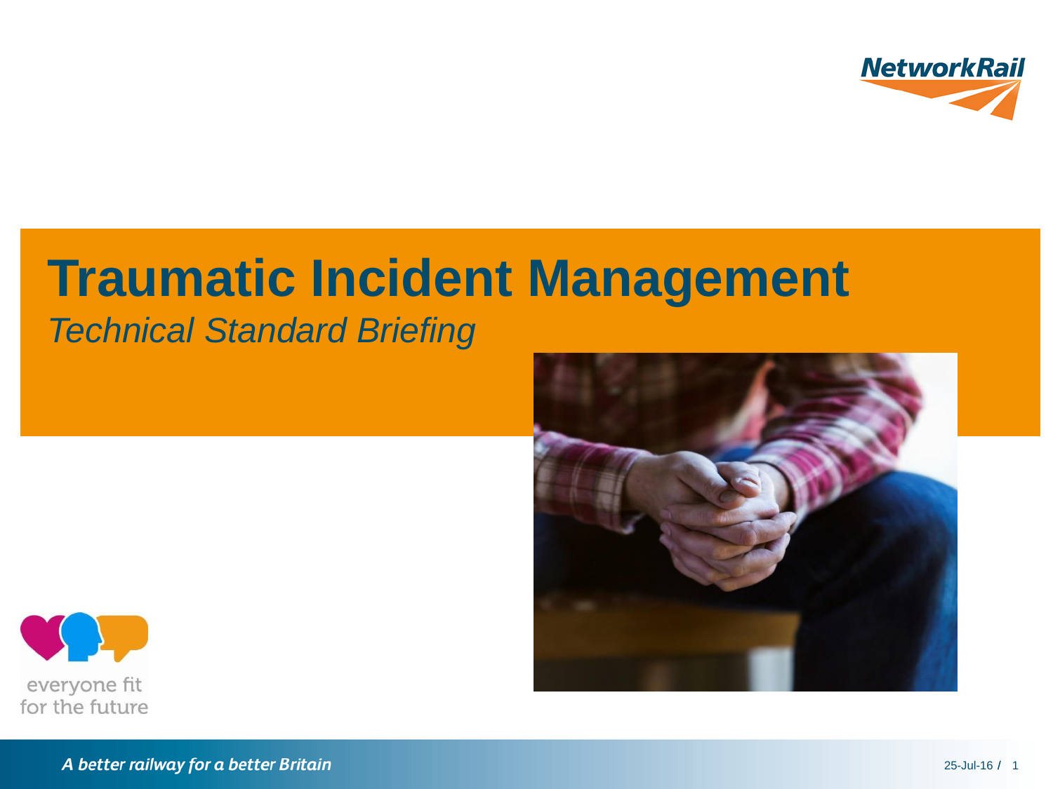# Traumatic Incident Management

*Technical Standard Briefing*

everyone fit for the future

*A better railway for a better Britain*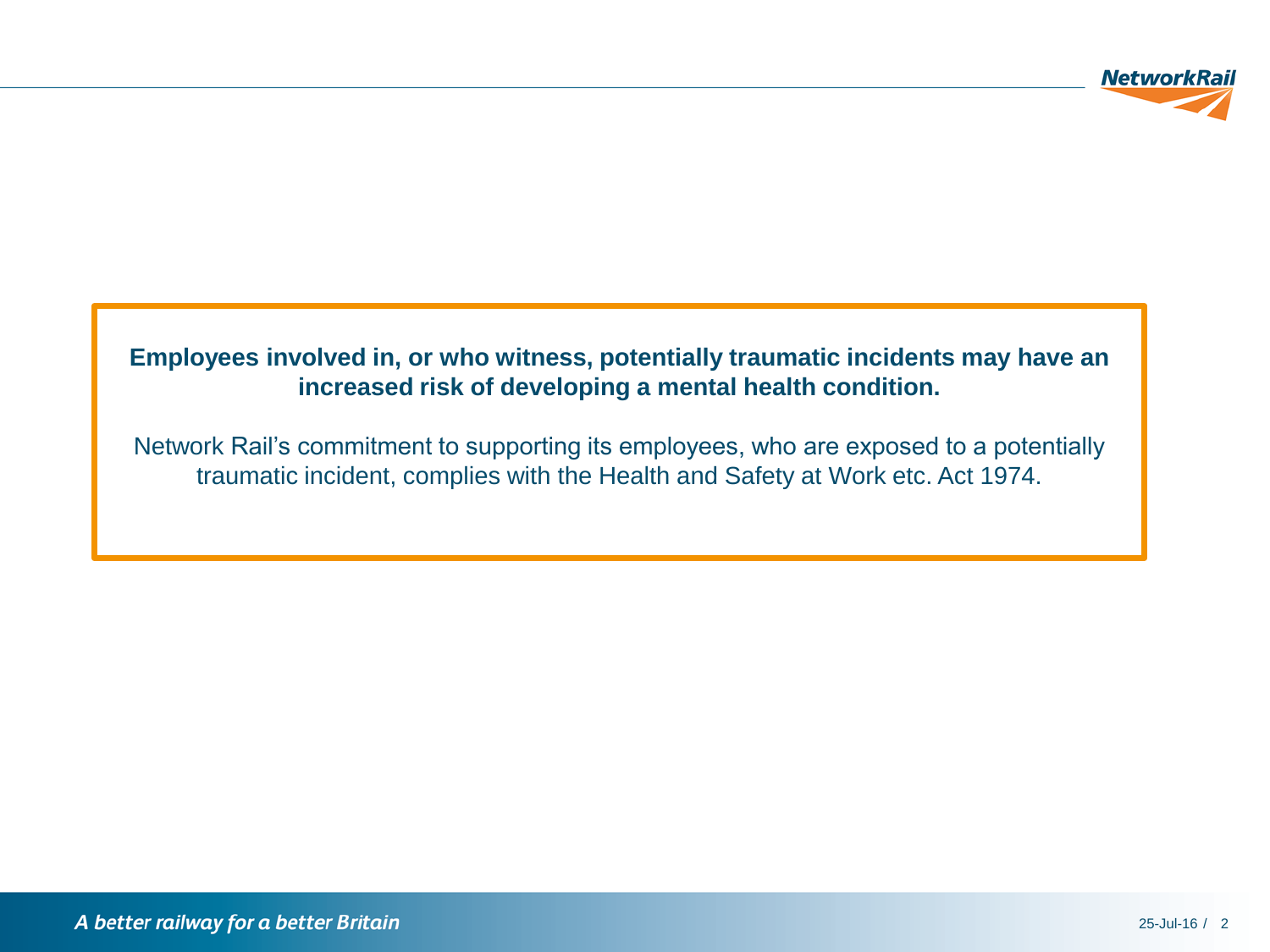**Employees involved in, or who witness, potentially traumatic incidents may have an increased risk of developing a mental health condition.**

Network Rail's commitment to supporting its employees, who are exposed to a potentially traumatic incident, complies with the Health and Safety at Work etc. Act 1974.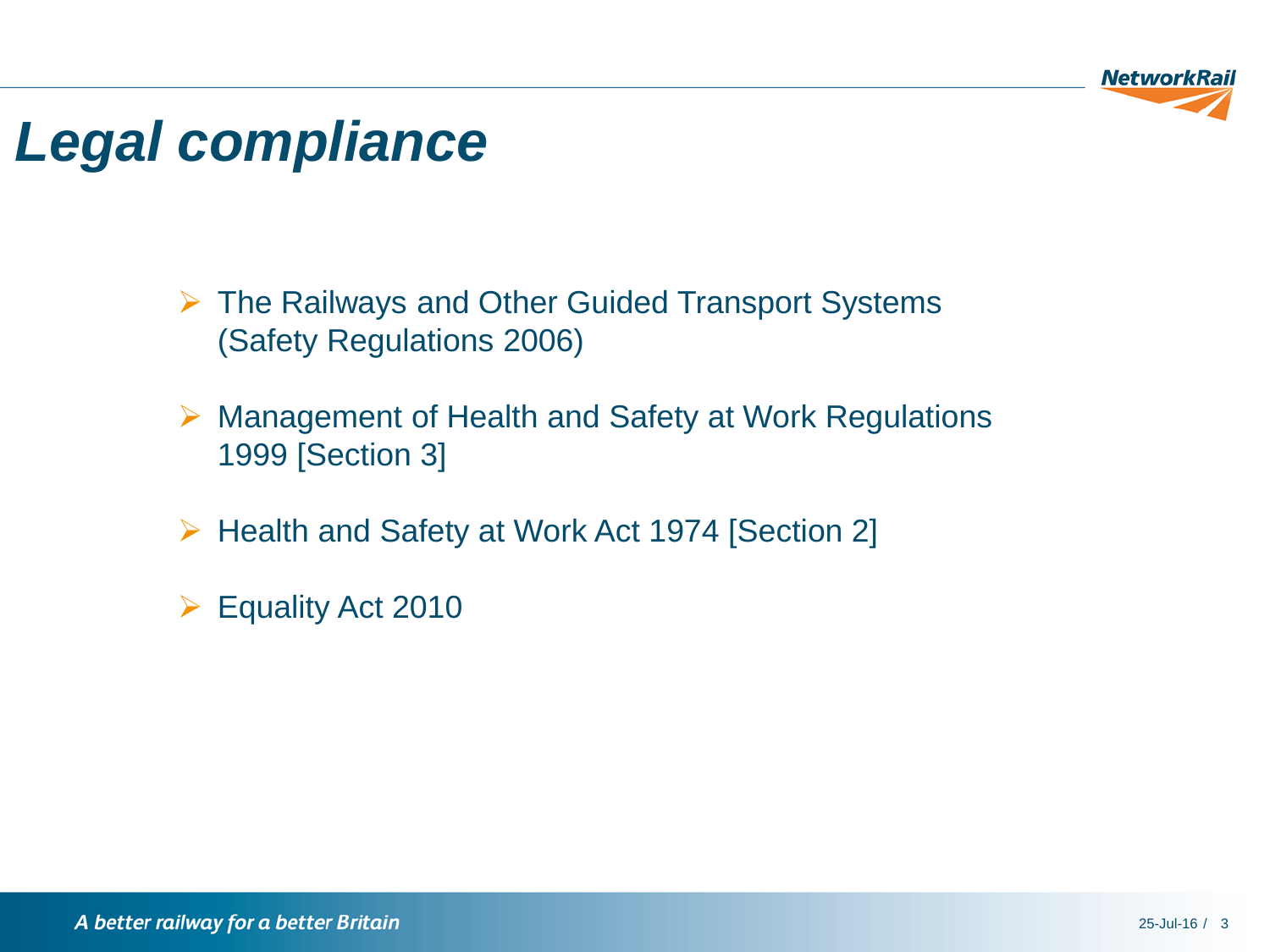# *Legal compliance*

- The Railways and Other Guided Transport Systems (Safety Regulations 2006)
- Management of Health and Safety at Work Regulations 1999 [Section 3]
- Health and Safety at Work Act 1974 [Section 2]
- Equality Act 2010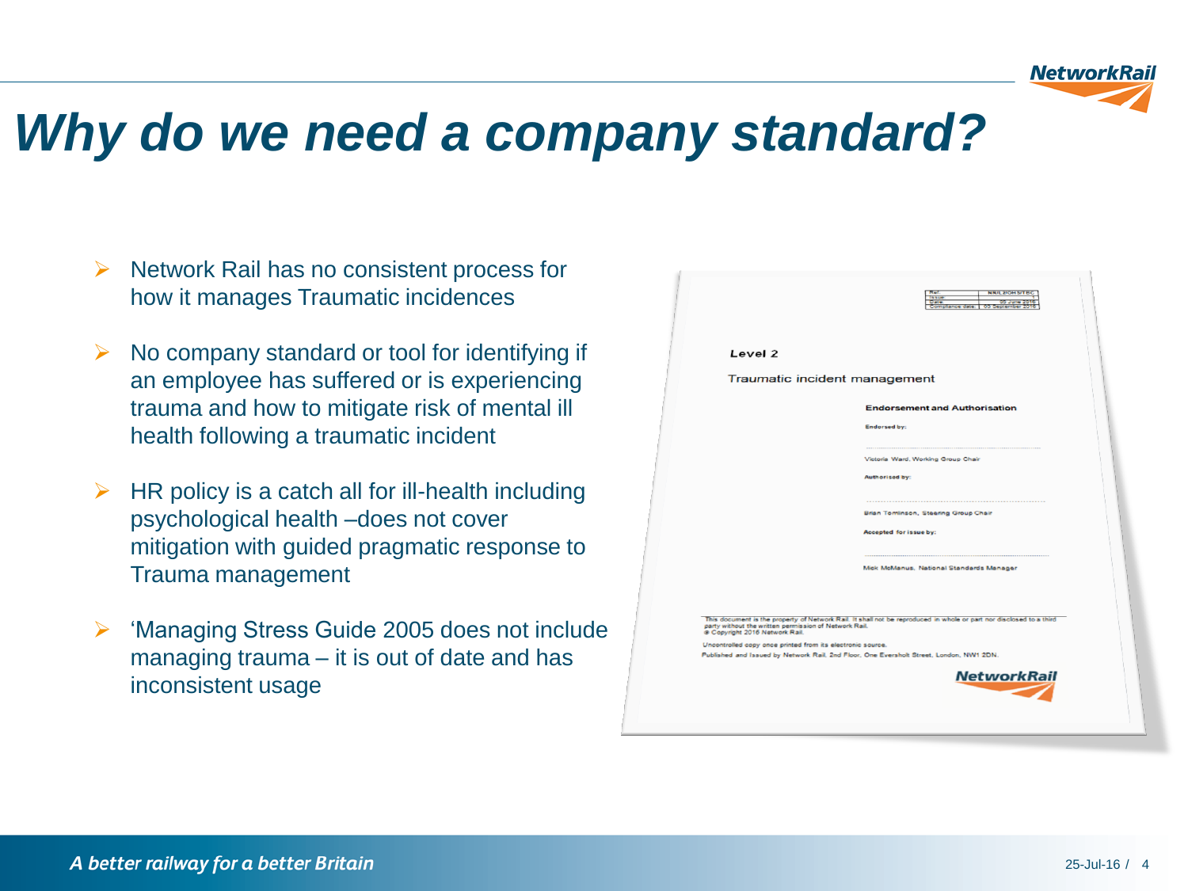# Why do we need a company standard?

- Network Rail has no consistent process for how it manages Traumatic incidences
- No company standard or tool for identifying if an employee has suffered or is experiencing trauma and how to mitigate risk of mental ill health following a traumatic incident
- HR policy is a catch all for ill-health including psychological health –does not cover mitigation with guided pragmatic response to Trauma management
- 'Managing Stress Guide 2005 does not include managing trauma – it is out of date and has inconsistent usage

| Ref: | NR/L2/OHS/TBC |
| --- | --- |
| Issue: | 1 |
| Date: | 05 June 2016 |
| Compliance date: | 05 September 2016 |

**Level 2**

Traumatic incident management

**Endorsement and Authorisation**

**Endorsed by:**

..................................................

Victoria Ward, Working Group Chair

**Authorised by:**

..................................................

Brian Tomlinson, Steering Group Chair

**Accepted for issue by:**

..................................................

Mick McManus, National Standards Manager

This document is the property of Network Rail. It shall not be reproduced in whole or part nor disclosed to a third party without the written permission of Network Rail.
© Copyright 2016 Network Rail.

Uncontrolled copy once printed from its electronic source.

Published and Issued by Network Rail, 2nd Floor, One Eversholt Street, London, NW1 2DN.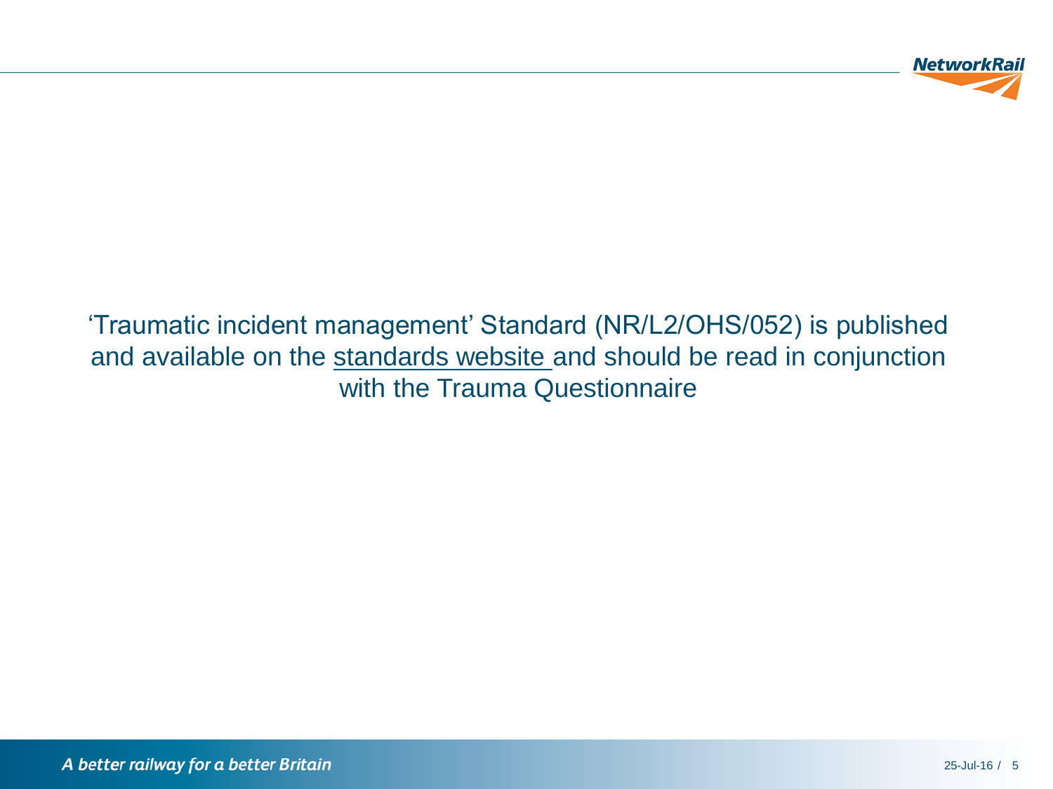‘Traumatic incident management’ Standard (NR/L2/OHS/052) is published and available on the standards website and should be read in conjunction with the Trauma Questionnaire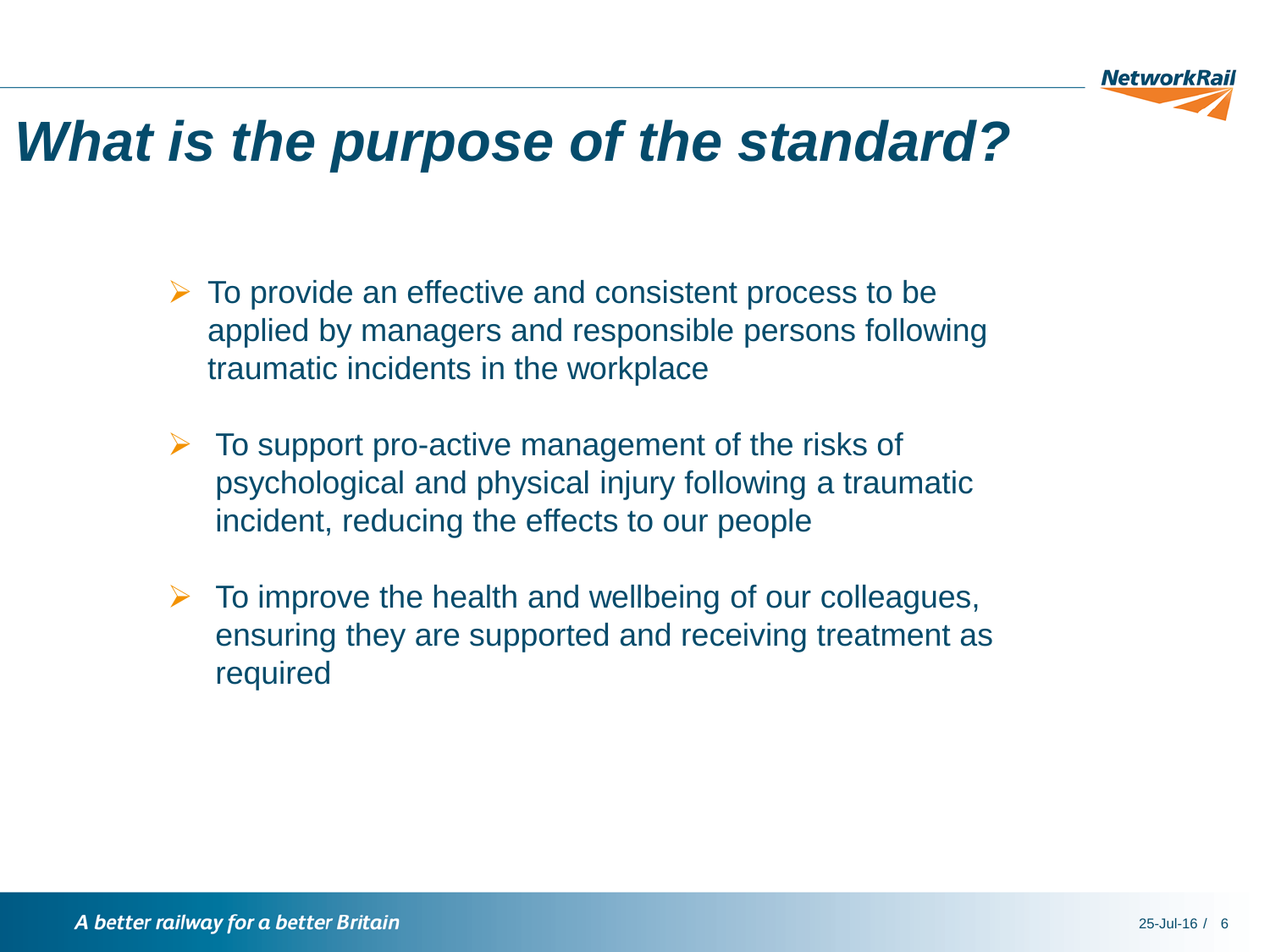# *What is the purpose of the standard?*

- To provide an effective and consistent process to be applied by managers and responsible persons following traumatic incidents in the workplace
- To support pro-active management of the risks of psychological and physical injury following a traumatic incident, reducing the effects to our people
- To improve the health and wellbeing of our colleagues, ensuring they are supported and receiving treatment as required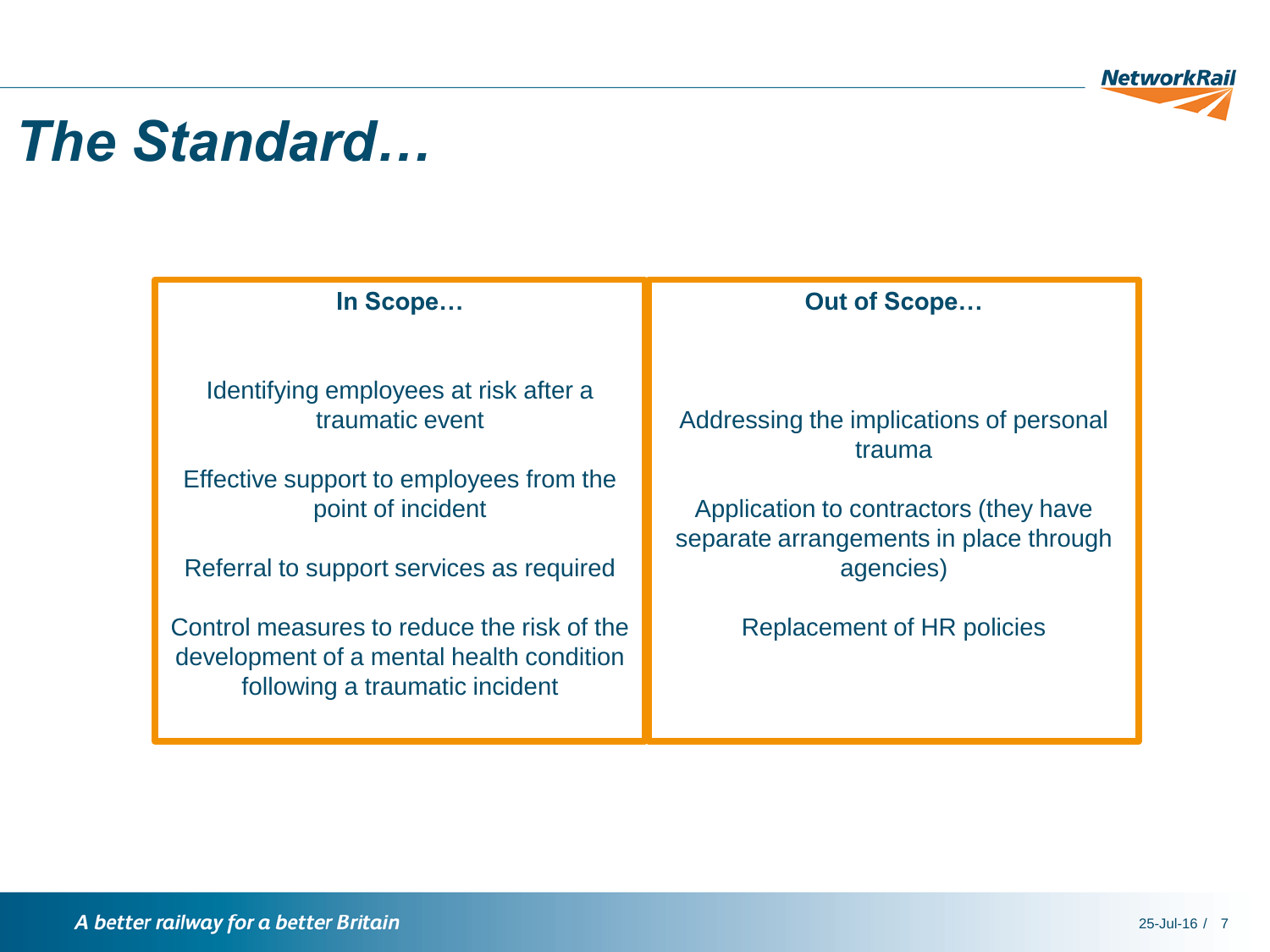# The Standard…

| In Scope… | Out of Scope… |
| --- | --- |
| Identifying employees at risk after a traumatic event<br><br>Effective support to employees from the point of incident<br><br>Referral to support services as required<br><br>Control measures to reduce the risk of the development of a mental health condition following a traumatic incident | Addressing the implications of personal trauma<br><br>Application to contractors (they have separate arrangements in place through agencies)<br><br>Replacement of HR policies |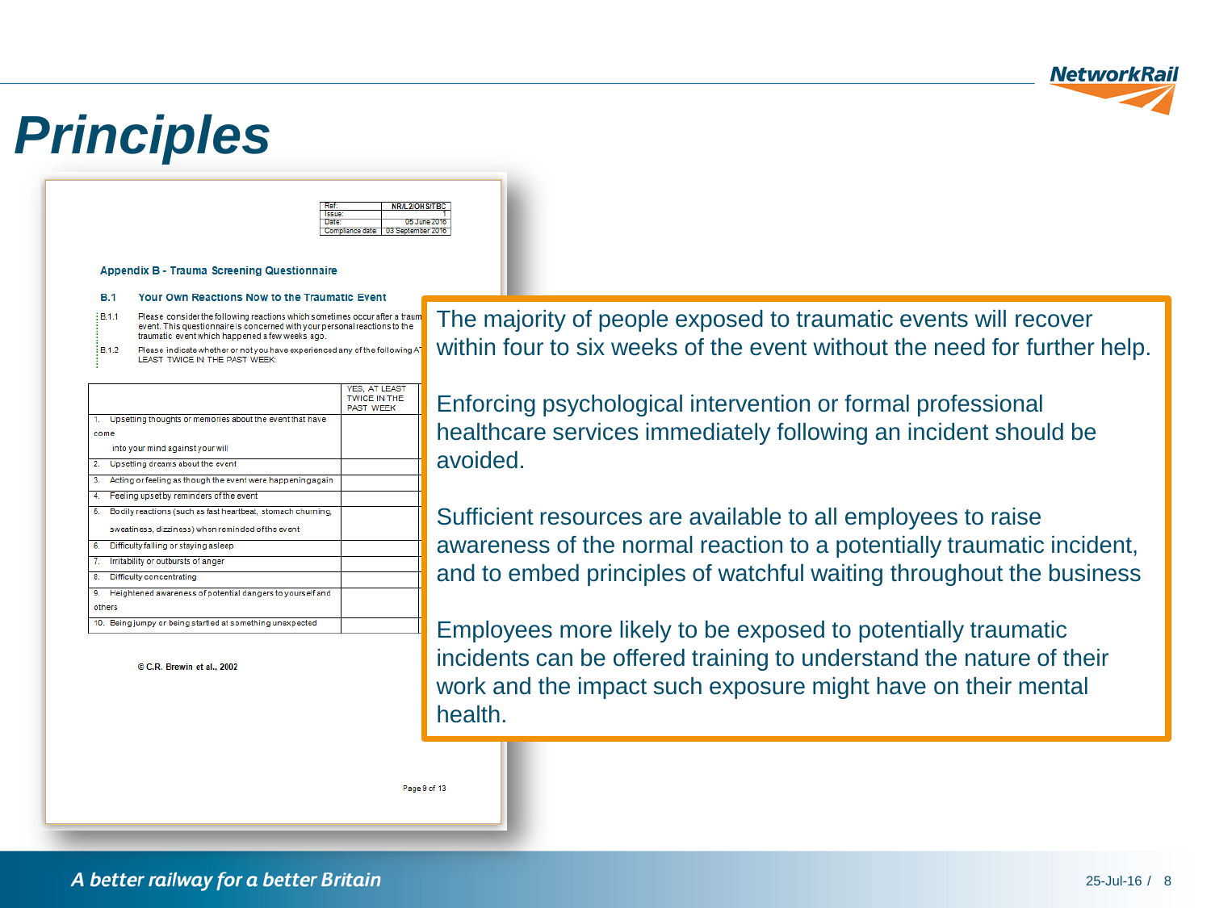# Principles

| Ref: | NR/L2/OHS/TBC |
|---|---|
| Issue: | 1 |
| Date: | 05 June 2016 |
| Compliance date: | 03 September 2016 |

**Appendix B - Trauma Screening Questionnaire**

**B.1 Your Own Reactions Now to the Traumatic Event**

B.1.1 Please consider the following reactions which sometimes occur after a traum event. This questionnaire is concerned with your personal reactions to the traumatic event which happened a few weeks ago.

B.1.2 Please indicate whether or not you have experienced any of the following AT LEAST TWICE IN THE PAST WEEK:

| | YES, AT LEAST TWICE IN THE PAST WEEK |
|---|---|
| 1. Upsetting thoughts or memories about the event that have come into your mind against your will | |
| 2. Upsetting dreams about the event | |
| 3. Acting or feeling as though the event were happening again | |
| 4. Feeling upset by reminders of the event | |
| 5. Bodily reactions (such as fast heartbeat, stomach churning, sweatiness, dizziness) when reminded of the event | |
| 6. Difficulty falling or staying asleep | |
| 7. Irritability or outbursts of anger | |
| 8. Difficulty concentrating | |
| 9. Heightened awareness of potential dangers to yourself and others | |
| 10. Being jumpy or being startled at something unexpected | |

© C.R. Brewin et al., 2002

The majority of people exposed to traumatic events will recover within four to six weeks of the event without the need for further help.

Enforcing psychological intervention or formal professional healthcare services immediately following an incident should be avoided.

Sufficient resources are available to all employees to raise awareness of the normal reaction to a potentially traumatic incident, and to embed principles of watchful waiting throughout the business

Employees more likely to be exposed to potentially traumatic incidents can be offered training to understand the nature of their work and the impact such exposure might have on their mental health.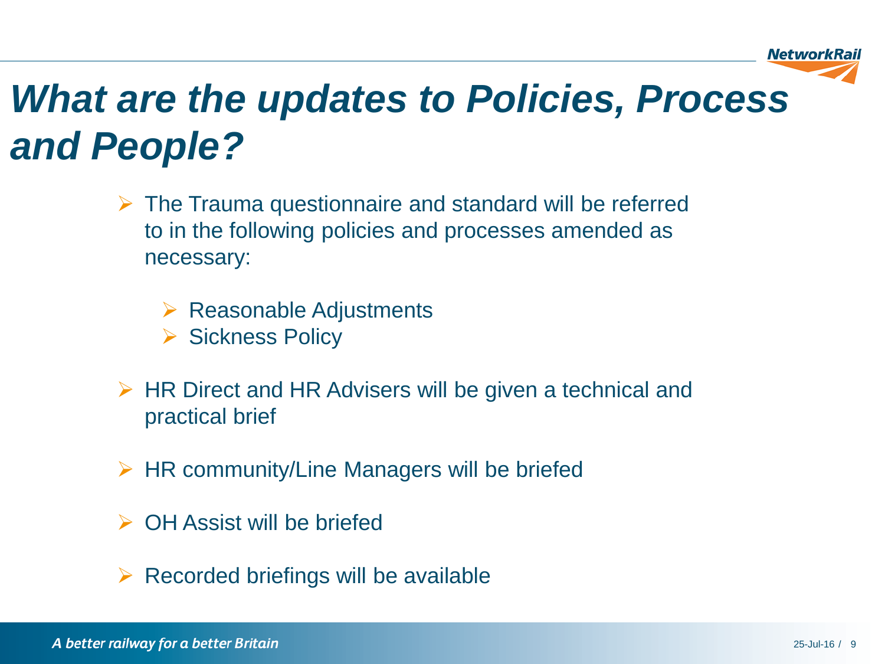# *What are the updates to Policies, Process and People?*

- The Trauma questionnaire and standard will be referred to in the following policies and processes amended as necessary:
  - Reasonable Adjustments
  - Sickness Policy
- HR Direct and HR Advisers will be given a technical and practical brief
- HR community/Line Managers will be briefed
- OH Assist will be briefed
- Recorded briefings will be available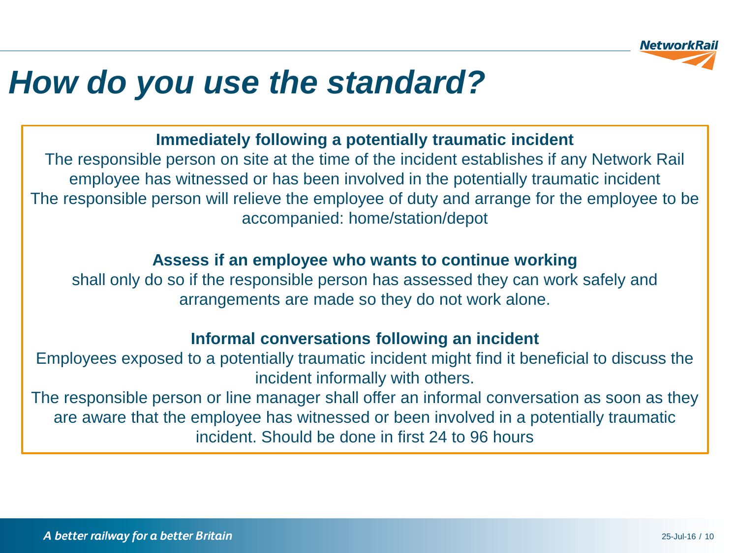# How do you use the standard?

**Immediately following a potentially traumatic incident**

The responsible person on site at the time of the incident establishes if any Network Rail employee has witnessed or has been involved in the potentially traumatic incident

The responsible person will relieve the employee of duty and arrange for the employee to be accompanied: home/station/depot

**Assess if an employee who wants to continue working**

shall only do so if the responsible person has assessed they can work safely and arrangements are made so they do not work alone.

**Informal conversations following an incident**

Employees exposed to a potentially traumatic incident might find it beneficial to discuss the incident informally with others.

The responsible person or line manager shall offer an informal conversation as soon as they are aware that the employee has witnessed or been involved in a potentially traumatic incident. Should be done in first 24 to 96 hours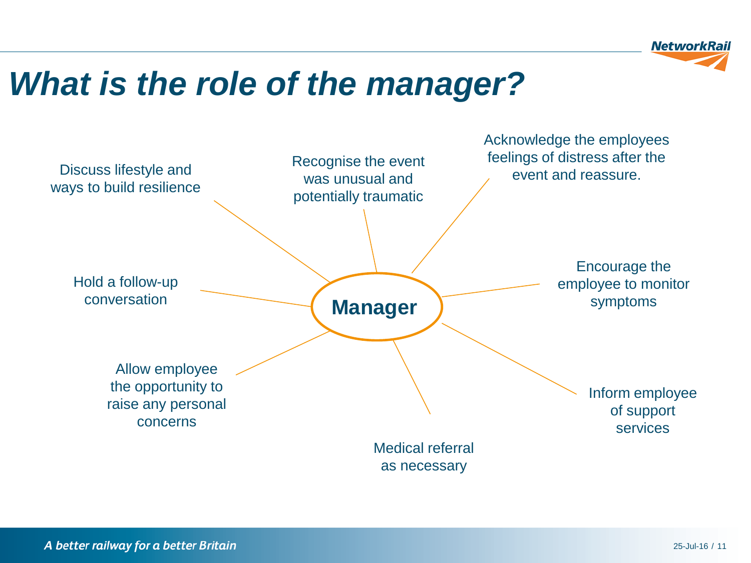# What is the role of the manager?

**Manager**

- Recognise the event was unusual and potentially traumatic
- Acknowledge the employees feelings of distress after the event and reassure.
- Encourage the employee to monitor symptoms
- Inform employee of support services
- Medical referral as necessary
- Allow employee the opportunity to raise any personal concerns
- Hold a follow-up conversation
- Discuss lifestyle and ways to build resilience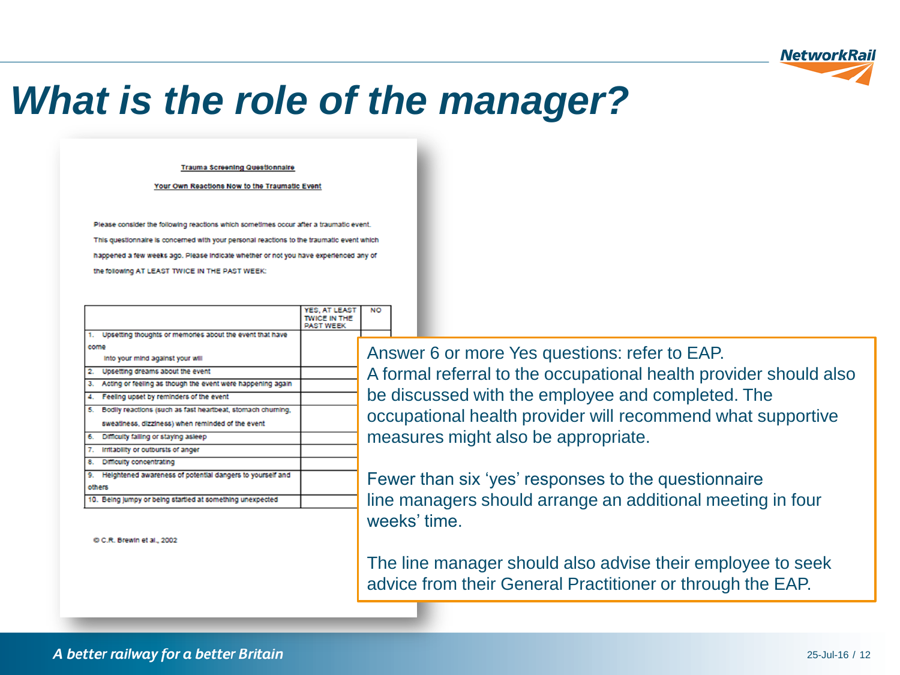# What is the role of the manager?

**Trauma Screening Questionnaire**

**Your Own Reactions Now to the Traumatic Event**

Please consider the following reactions which sometimes occur after a traumatic event. This questionnaire is concerned with your personal reactions to the traumatic event which happened a few weeks ago. Please indicate whether or not you have experienced any of the following AT LEAST TWICE IN THE PAST WEEK:

| | YES, AT LEAST TWICE IN THE PAST WEEK | NO |
|---|---|---|
| 1. Upsetting thoughts or memories about the event that have come into your mind against your will | | |
| 2. Upsetting dreams about the event | | |
| 3. Acting or feeling as though the event were happening again | | |
| 4. Feeling upset by reminders of the event | | |
| 5. Bodily reactions (such as fast heartbeat, stomach churning, sweatiness, dizziness) when reminded of the event | | |
| 6. Difficulty falling or staying asleep | | |
| 7. Irritability or outbursts of anger | | |
| 8. Difficulty concentrating | | |
| 9. Heightened awareness of potential dangers to yourself and others | | |
| 10. Being jumpy or being startled at something unexpected | | |

© C.R. Brewin et al., 2002

Answer 6 or more Yes questions: refer to EAP.
A formal referral to the occupational health provider should also be discussed with the employee and completed. The occupational health provider will recommend what supportive measures might also be appropriate.

Fewer than six 'yes' responses to the questionnaire line managers should arrange an additional meeting in four weeks' time.

The line manager should also advise their employee to seek advice from their General Practitioner or through the EAP.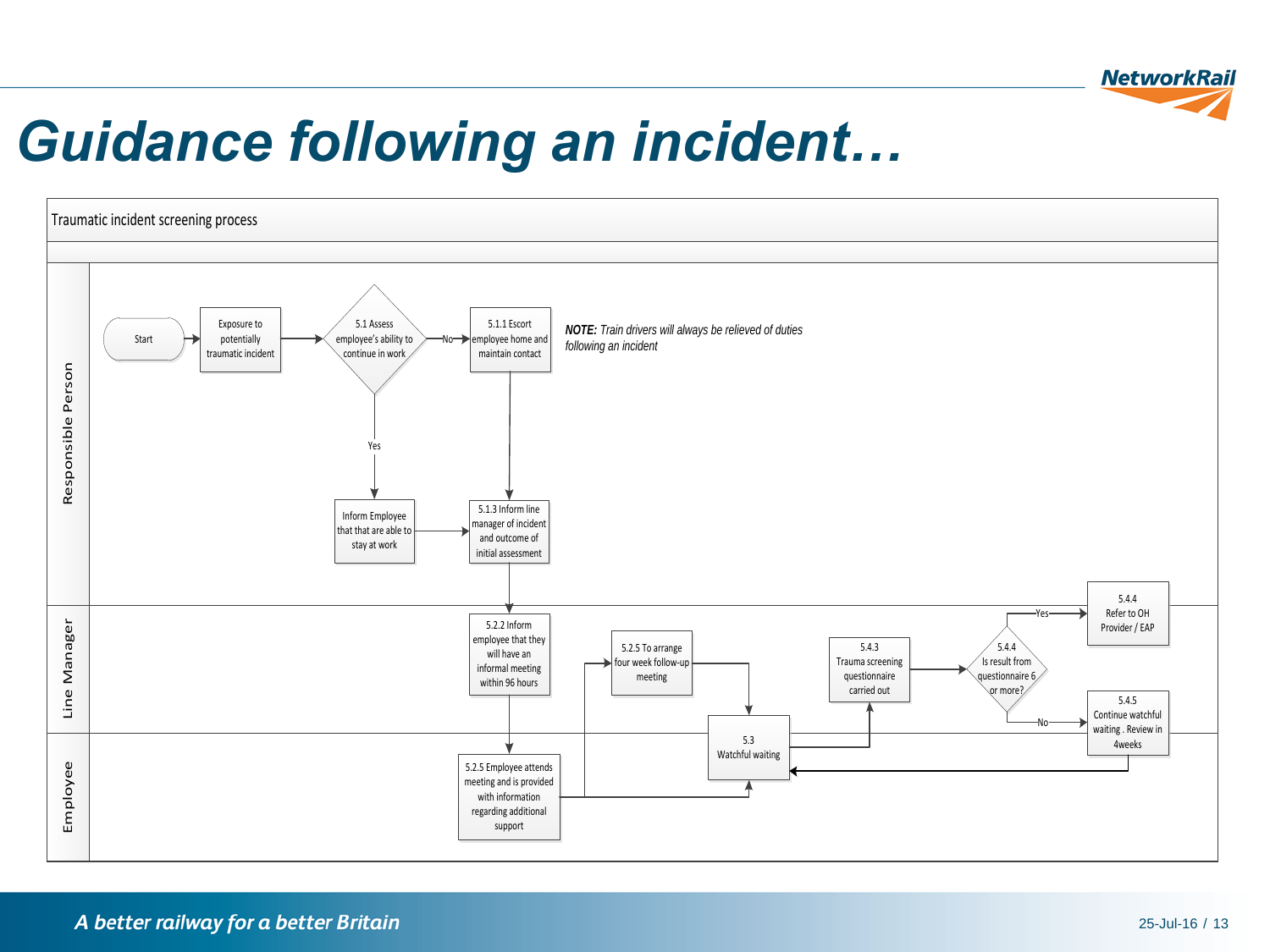# Guidance following an incident…

Traumatic incident screening process

**Responsible Person**

- Start
- Exposure to potentially traumatic incident
- 5.1 Assess employee's ability to continue in work
  - No → 5.1.1 Escort employee home and maintain contact → 5.1.3 Inform line manager of incident and outcome of initial assessment
  - Yes → Inform Employee that that are able to stay at work → 5.1.3 Inform line manager of incident and outcome of initial assessment

***NOTE:*** *Train drivers will always be relieved of duties following an incident*

**Line Manager**

- 5.2.2 Inform employee that they will have an informal meeting within 96 hours
- 5.2.5 To arrange four week follow-up meeting
- 5.4.3 Trauma screening questionnaire carried out
- 5.4.4 Is result from questionnaire 6 or more?
  - Yes → 5.4.4 Refer to OH Provider / EAP
  - No → 5.4.5 Continue watchful waiting . Review in 4weeks

**Employee**

- 5.2.5 Employee attends meeting and is provided with information regarding additional support
- 5.3 Watchful waiting

A better railway for a better Britain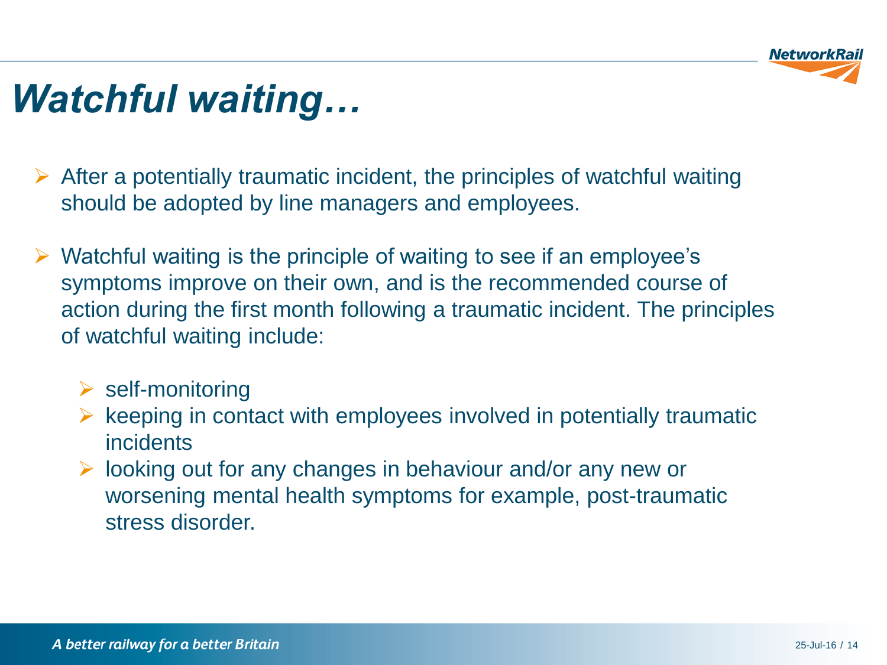# *Watchful waiting…*

- After a potentially traumatic incident, the principles of watchful waiting should be adopted by line managers and employees.
- Watchful waiting is the principle of waiting to see if an employee's symptoms improve on their own, and is the recommended course of action during the first month following a traumatic incident. The principles of watchful waiting include:
  - self-monitoring
  - keeping in contact with employees involved in potentially traumatic incidents
  - looking out for any changes in behaviour and/or any new or worsening mental health symptoms for example, post-traumatic stress disorder.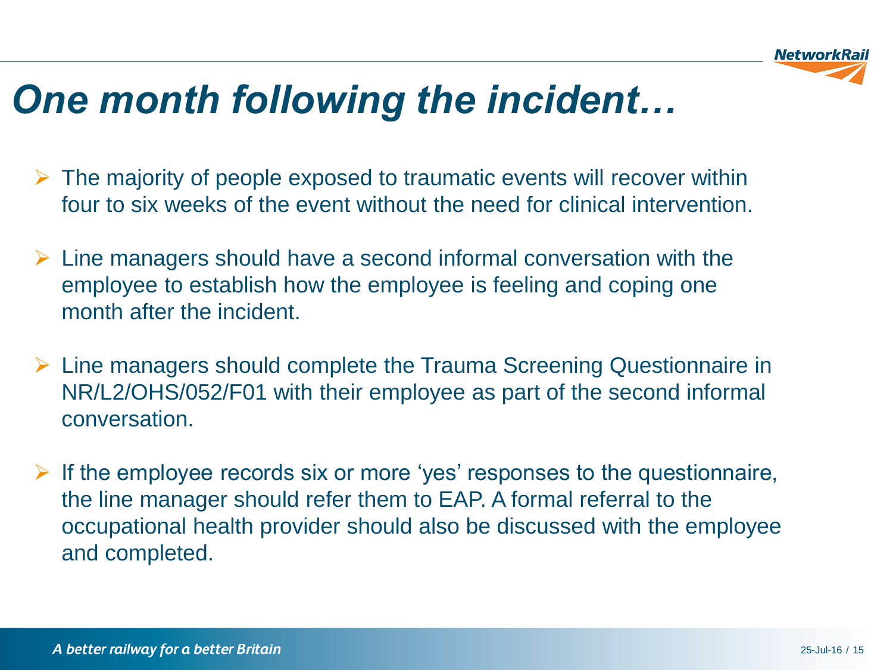# *One month following the incident…*

- The majority of people exposed to traumatic events will recover within four to six weeks of the event without the need for clinical intervention.
- Line managers should have a second informal conversation with the employee to establish how the employee is feeling and coping one month after the incident.
- Line managers should complete the Trauma Screening Questionnaire in NR/L2/OHS/052/F01 with their employee as part of the second informal conversation.
- If the employee records six or more 'yes' responses to the questionnaire, the line manager should refer them to EAP. A formal referral to the occupational health provider should also be discussed with the employee and completed.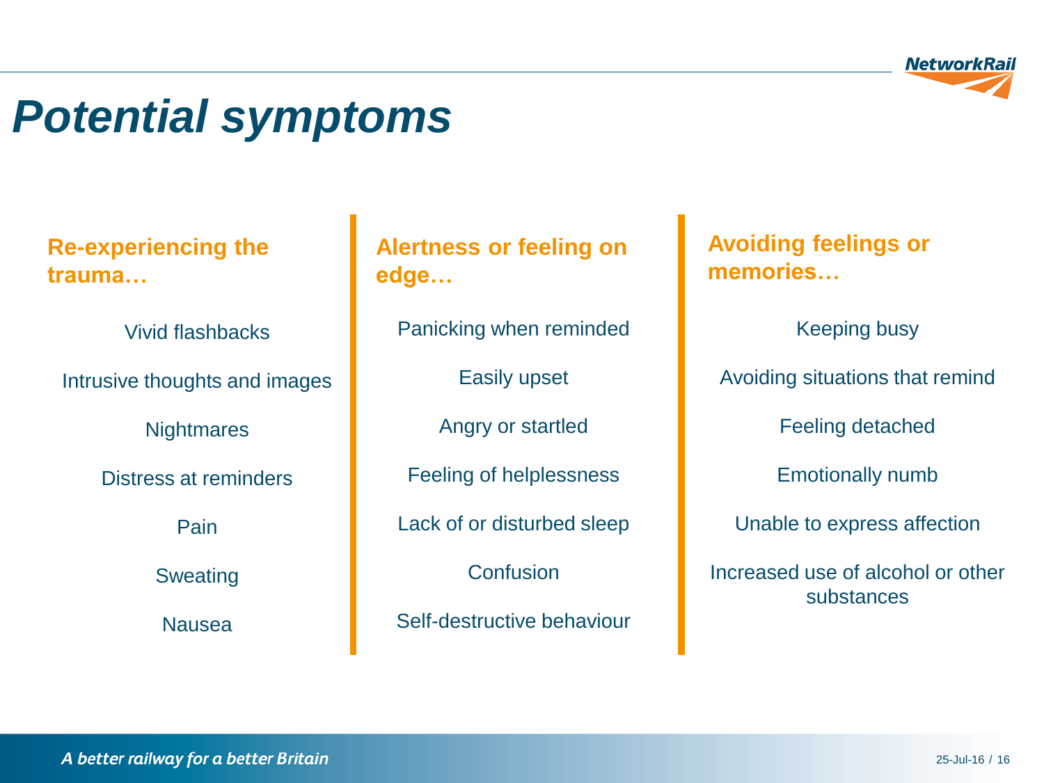# Potential symptoms

### Re-experiencing the trauma…

- Vivid flashbacks
- Intrusive thoughts and images
- Nightmares
- Distress at reminders
- Pain
- Sweating
- Nausea

### Alertness or feeling on edge…

- Panicking when reminded
- Easily upset
- Angry or startled
- Feeling of helplessness
- Lack of or disturbed sleep
- Confusion
- Self-destructive behaviour

### Avoiding feelings or memories…

- Keeping busy
- Avoiding situations that remind
- Feeling detached
- Emotionally numb
- Unable to express affection
- Increased use of alcohol or other substances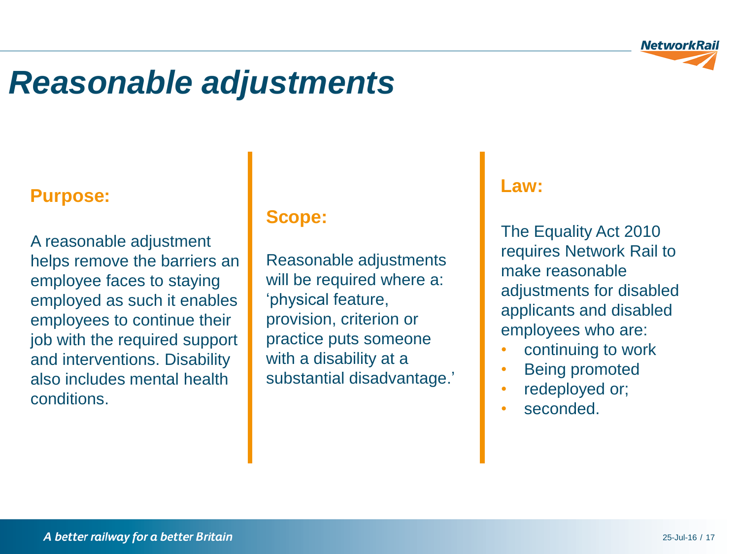# Reasonable adjustments

### Purpose:

A reasonable adjustment helps remove the barriers an employee faces to staying employed as such it enables employees to continue their job with the required support and interventions. Disability also includes mental health conditions.

### Scope:

Reasonable adjustments will be required where a: 'physical feature, provision, criterion or practice puts someone with a disability at a substantial disadvantage.'

### Law:

The Equality Act 2010 requires Network Rail to make reasonable adjustments for disabled applicants and disabled employees who are:

- continuing to work
- Being promoted
- redeployed or;
- seconded.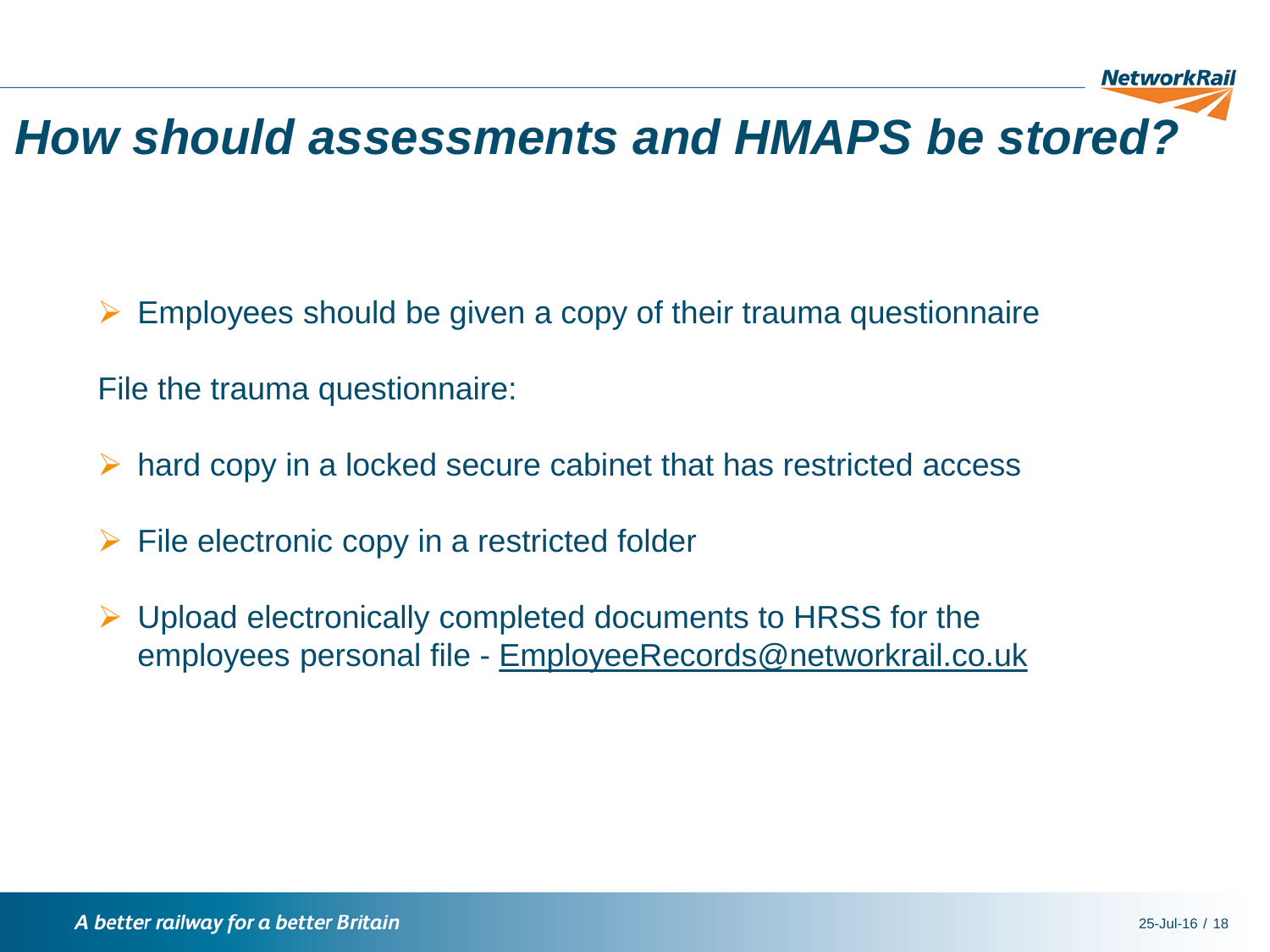# *How should assessments and HMAPS be stored?*

- Employees should be given a copy of their trauma questionnaire

File the trauma questionnaire:

- hard copy in a locked secure cabinet that has restricted access
- File electronic copy in a restricted folder
- Upload electronically completed documents to HRSS for the employees personal file - EmployeeRecords@networkrail.co.uk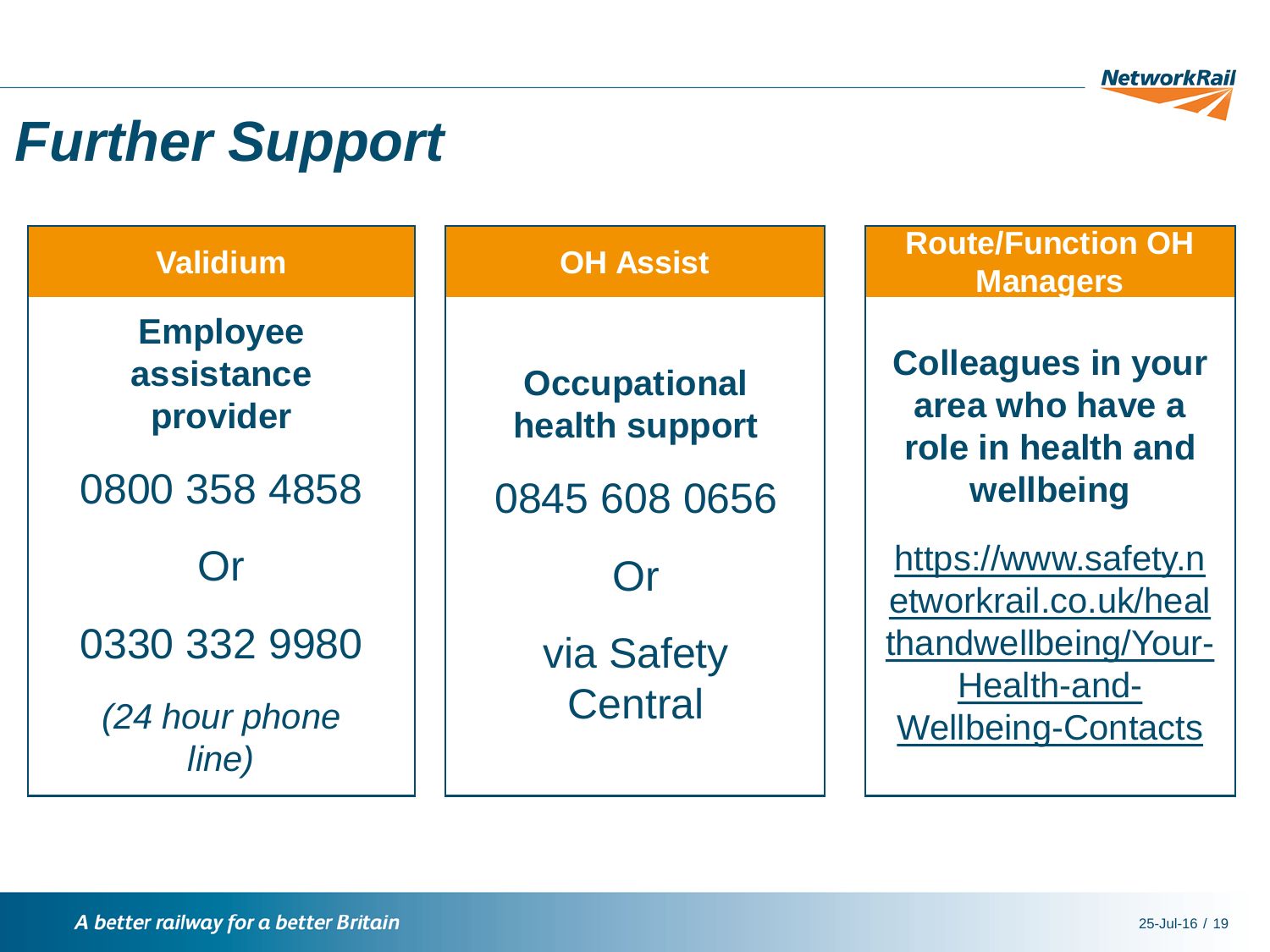# Further Support

## Validium

**Employee assistance provider**

0800 358 4858

Or

0330 332 9980

*(24 hour phone line)*

## OH Assist

**Occupational health support**

0845 608 0656

Or

via Safety Central

## Route/Function OH Managers

**Colleagues in your area who have a role in health and wellbeing**

https://www.safety.networkrail.co.uk/healthandwellbeing/Your-Health-and-Wellbeing-Contacts

*A better railway for a better Britain*